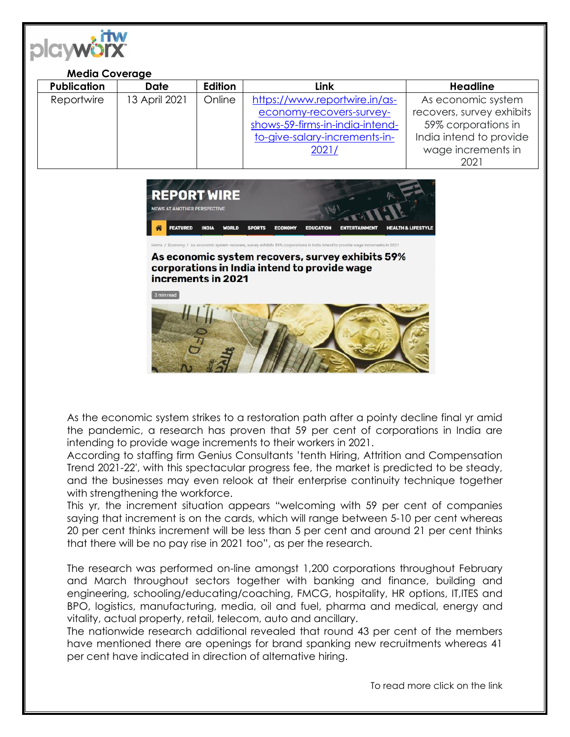**Media Coverage**

| Publication | Date | Edition | Link | Headline |
| --- | --- | --- | --- | --- |
| Reportwire | 13 April 2021 | Online | https://www.reportwire.in/as-economy-recovers-survey-shows-59-firms-in-india-intend-to-give-salary-increments-in-2021/ | As economic system recovers, survey exhibits 59% corporations in India intend to provide wage increments in 2021 |

REPORT WIRE

NEWS AT ANOTHER PERSPECTIVE

FEATURED INDIA WORLD SPORTS ECONOMY EDUCATION ENTERTAINMENT HEALTH & LIFESTYLE

Home / Economy / As economic system recovers, survey exhibits 59% corporations in India intend to provide wage increments in 2021

## As economic system recovers, survey exhibits 59% corporations in India intend to provide wage increments in 2021

3 min read

As the economic system strikes to a restoration path after a pointy decline final yr amid the pandemic, a research has proven that 59 per cent of corporations in India are intending to provide wage increments to their workers in 2021.

According to staffing firm Genius Consultants 'tenth Hiring, Attrition and Compensation Trend 2021-22', with this spectacular progress fee, the market is predicted to be steady, and the businesses may even relook at their enterprise continuity technique together with strengthening the workforce.

This yr, the increment situation appears "welcoming with 59 per cent of companies saying that increment is on the cards, which will range between 5-10 per cent whereas 20 per cent thinks increment will be less than 5 per cent and around 21 per cent thinks that there will be no pay rise in 2021 too", as per the research.

The research was performed on-line amongst 1,200 corporations throughout February and March throughout sectors together with banking and finance, building and engineering, schooling/educating/coaching, FMCG, hospitality, HR options, IT,ITES and BPO, logistics, manufacturing, media, oil and fuel, pharma and medical, energy and vitality, actual property, retail, telecom, auto and ancillary.

The nationwide research additional revealed that round 43 per cent of the members have mentioned there are openings for brand spanking new recruitments whereas 41 per cent have indicated in direction of alternative hiring.

To read more click on the link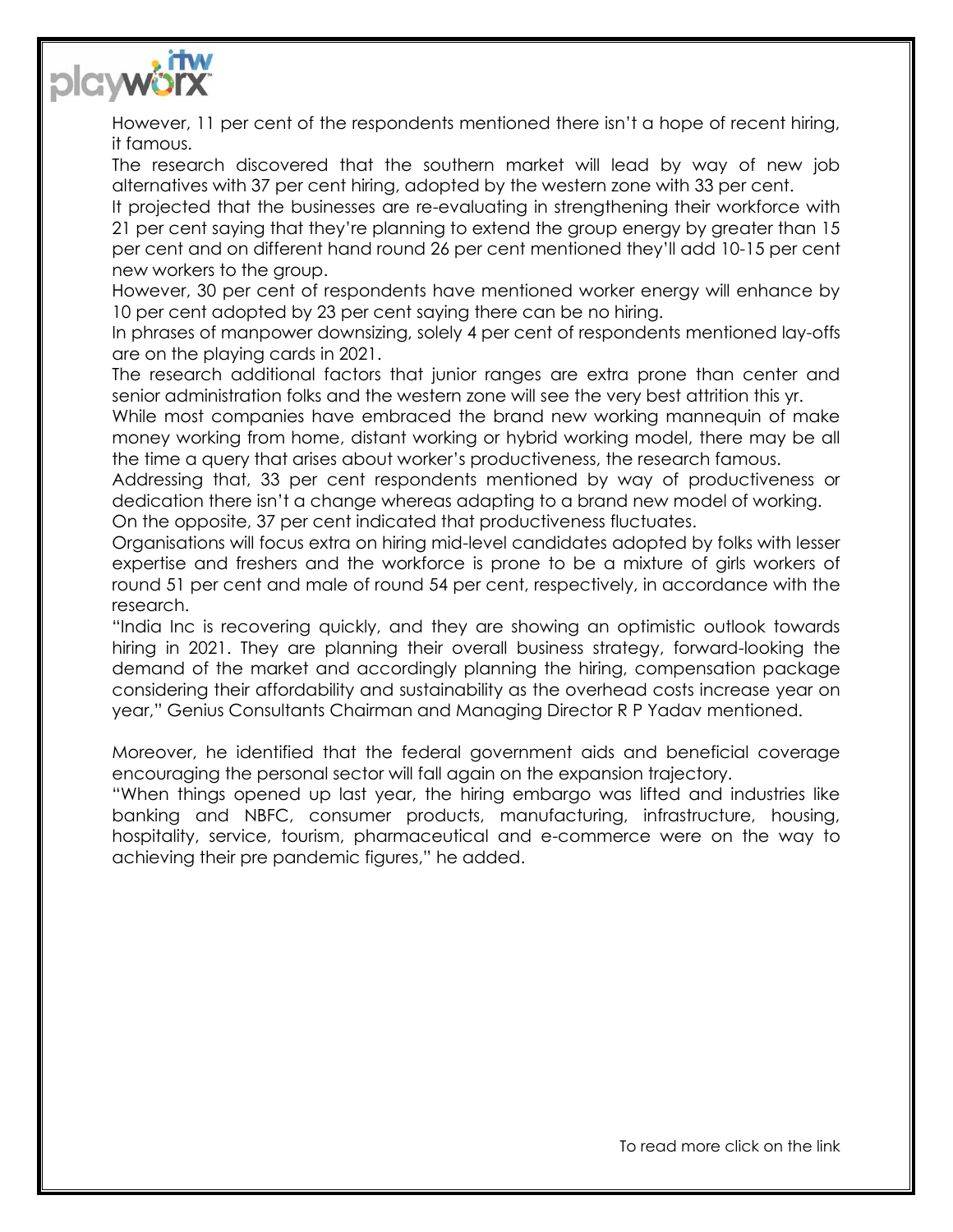However, 11 per cent of the respondents mentioned there isn't a hope of recent hiring, it famous.

The research discovered that the southern market will lead by way of new job alternatives with 37 per cent hiring, adopted by the western zone with 33 per cent.

It projected that the businesses are re-evaluating in strengthening their workforce with 21 per cent saying that they're planning to extend the group energy by greater than 15 per cent and on different hand round 26 per cent mentioned they'll add 10-15 per cent new workers to the group.

However, 30 per cent of respondents have mentioned worker energy will enhance by 10 per cent adopted by 23 per cent saying there can be no hiring.

In phrases of manpower downsizing, solely 4 per cent of respondents mentioned lay-offs are on the playing cards in 2021.

The research additional factors that junior ranges are extra prone than center and senior administration folks and the western zone will see the very best attrition this yr.

While most companies have embraced the brand new working mannequin of make money working from home, distant working or hybrid working model, there may be all the time a query that arises about worker's productiveness, the research famous.

Addressing that, 33 per cent respondents mentioned by way of productiveness or dedication there isn't a change whereas adapting to a brand new model of working.

On the opposite, 37 per cent indicated that productiveness fluctuates.

Organisations will focus extra on hiring mid-level candidates adopted by folks with lesser expertise and freshers and the workforce is prone to be a mixture of girls workers of round 51 per cent and male of round 54 per cent, respectively, in accordance with the research.

"India Inc is recovering quickly, and they are showing an optimistic outlook towards hiring in 2021. They are planning their overall business strategy, forward-looking the demand of the market and accordingly planning the hiring, compensation package considering their affordability and sustainability as the overhead costs increase year on year," Genius Consultants Chairman and Managing Director R P Yadav mentioned.

Moreover, he identified that the federal government aids and beneficial coverage encouraging the personal sector will fall again on the expansion trajectory.

"When things opened up last year, the hiring embargo was lifted and industries like banking and NBFC, consumer products, manufacturing, infrastructure, housing, hospitality, service, tourism, pharmaceutical and e-commerce were on the way to achieving their pre pandemic figures," he added.

To read more click on the link